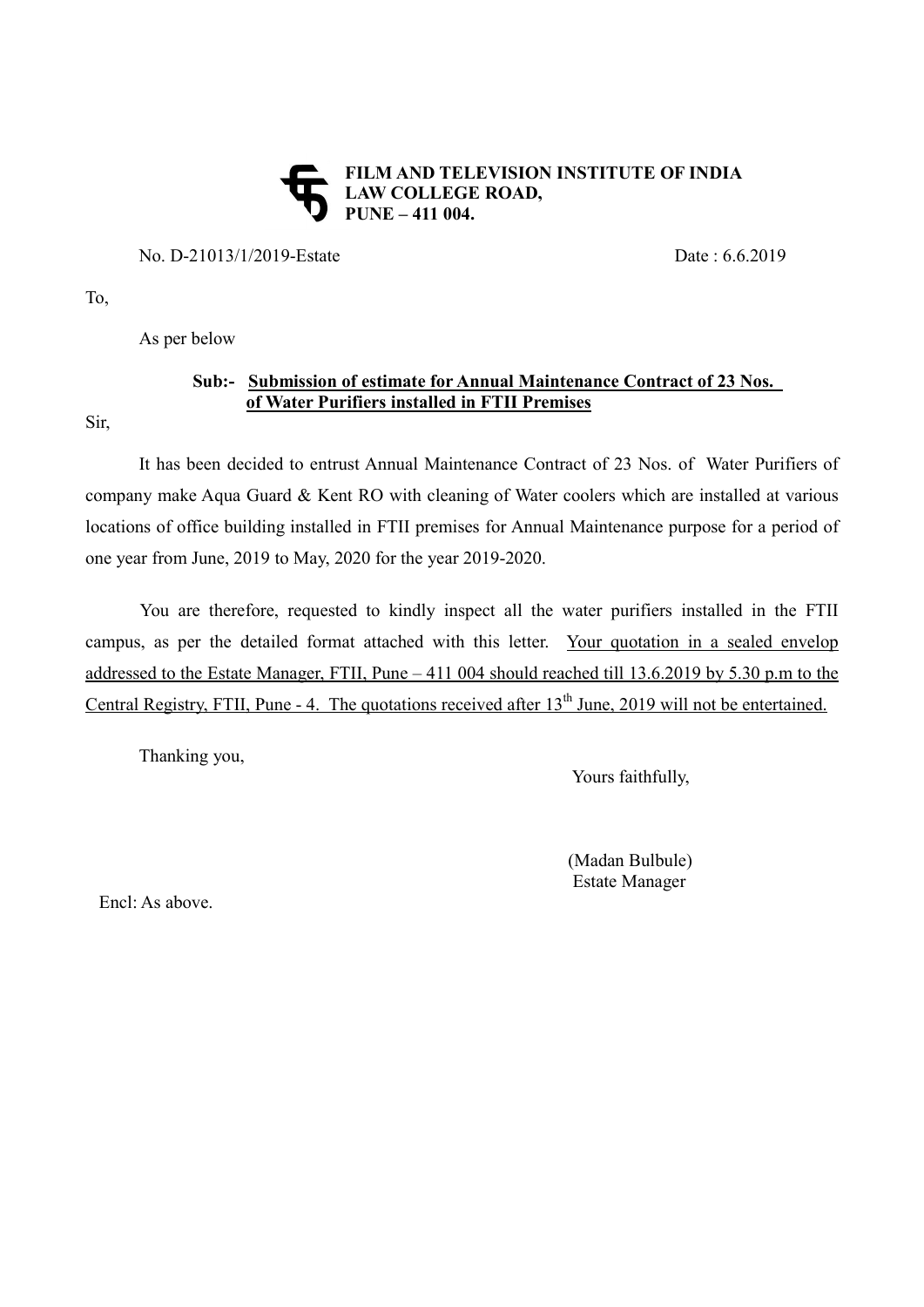**FILM AND TELEVISION INSTITUTE OF INDIA**
**LAW COLLEGE ROAD,**
**PUNE – 411 004.**

No. D-21013/1/2019-Estate Date : 6.6.2019

To,

As per below

**Sub:- Submission of estimate for Annual Maintenance Contract of 23 Nos. of Water Purifiers installed in FTII Premises**

Sir,

It has been decided to entrust Annual Maintenance Contract of 23 Nos. of Water Purifiers of company make Aqua Guard & Kent RO with cleaning of Water coolers which are installed at various locations of office building installed in FTII premises for Annual Maintenance purpose for a period of one year from June, 2019 to May, 2020 for the year 2019-2020.

You are therefore, requested to kindly inspect all the water purifiers installed in the FTII campus, as per the detailed format attached with this letter. Your quotation in a sealed envelop addressed to the Estate Manager, FTII, Pune – 411 004 should reached till 13.6.2019 by 5.30 p.m to the Central Registry, FTII, Pune - 4. The quotations received after 13th June, 2019 will not be entertained.

Thanking you,

Yours faithfully,

(Madan Bulbule)
Estate Manager

Encl: As above.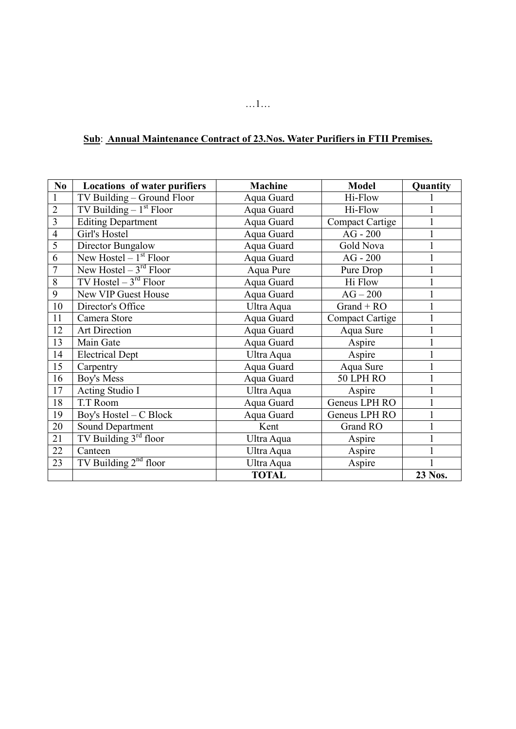…1…

**Sub**: **Annual Maintenance Contract of 23.Nos. Water Purifiers in FTII Premises.**

| No | Locations of water purifiers | Machine | Model | Quantity |
|---|---|---|---|---|
| 1 | TV Building – Ground Floor | Aqua Guard | Hi-Flow | 1 |
| 2 | TV Building – 1st Floor | Aqua Guard | Hi-Flow | 1 |
| 3 | Editing Department | Aqua Guard | Compact Cartige | 1 |
| 4 | Girl's Hostel | Aqua Guard | AG - 200 | 1 |
| 5 | Director Bungalow | Aqua Guard | Gold Nova | 1 |
| 6 | New Hostel – 1st Floor | Aqua Guard | AG - 200 | 1 |
| 7 | New Hostel – 3rd Floor | Aqua Pure | Pure Drop | 1 |
| 8 | TV Hostel – 3rd Floor | Aqua Guard | Hi Flow | 1 |
| 9 | New VIP Guest House | Aqua Guard | AG – 200 | 1 |
| 10 | Director's Office | Ultra Aqua | Grand + RO | 1 |
| 11 | Camera Store | Aqua Guard | Compact Cartige | 1 |
| 12 | Art Direction | Aqua Guard | Aqua Sure | 1 |
| 13 | Main Gate | Aqua Guard | Aspire | 1 |
| 14 | Electrical Dept | Ultra Aqua | Aspire | 1 |
| 15 | Carpentry | Aqua Guard | Aqua Sure | 1 |
| 16 | Boy's Mess | Aqua Guard | 50 LPH RO | 1 |
| 17 | Acting Studio I | Ultra Aqua | Aspire | 1 |
| 18 | T.T Room | Aqua Guard | Geneus LPH RO | 1 |
| 19 | Boy's Hostel – C Block | Aqua Guard | Geneus LPH RO | 1 |
| 20 | Sound Department | Kent | Grand RO | 1 |
| 21 | TV Building 3rd floor | Ultra Aqua | Aspire | 1 |
| 22 | Canteen | Ultra Aqua | Aspire | 1 |
| 23 | TV Building 2nd floor | Ultra Aqua | Aspire | 1 |
| | | **TOTAL** | | **23 Nos.** |